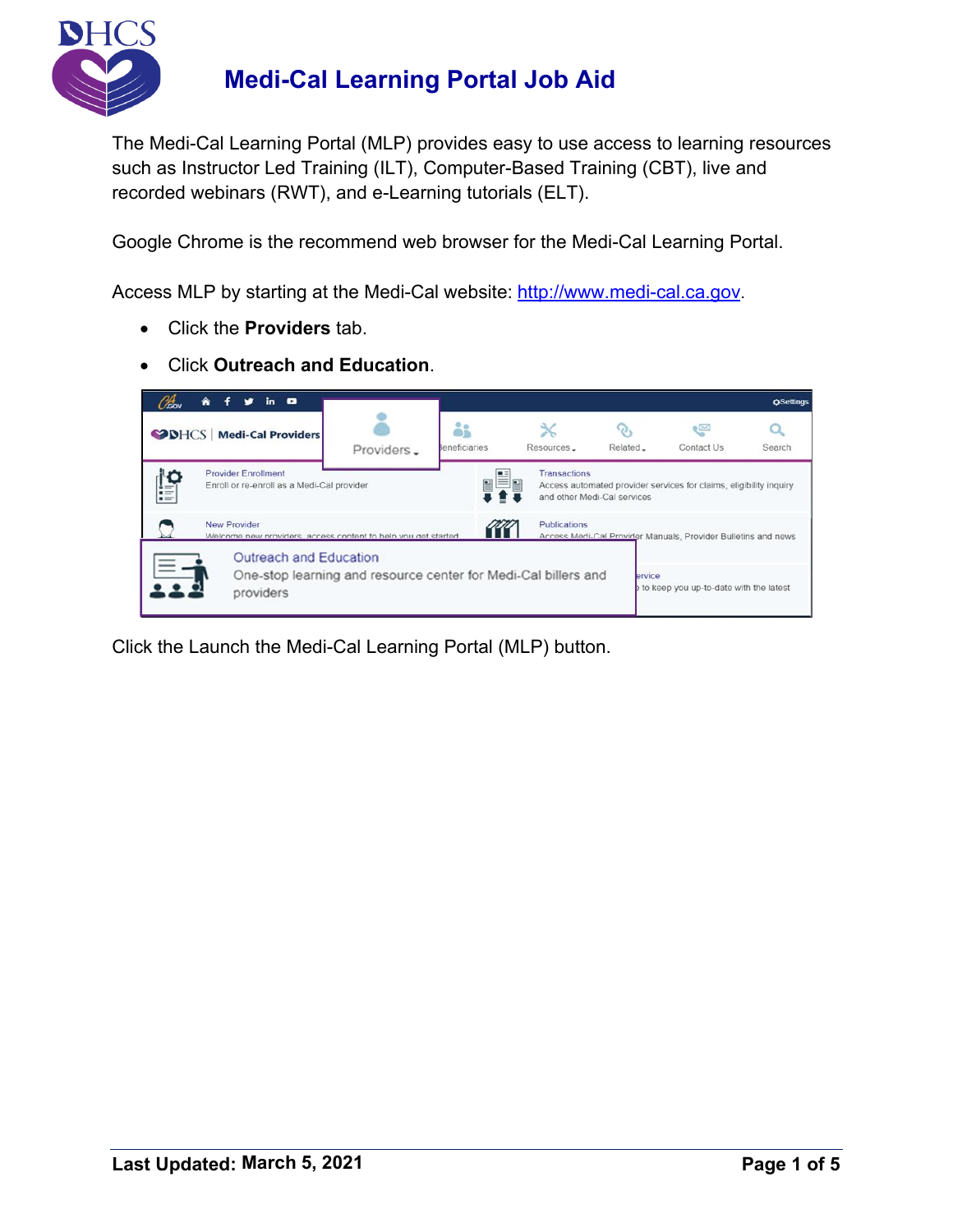# Medi-Cal Learning Portal Job Aid

The Medi-Cal Learning Portal (MLP) provides easy to use access to learning resources such as Instructor Led Training (ILT), Computer-Based Training (CBT), live and recorded webinars (RWT), and e-Learning tutorials (ELT).

Google Chrome is the recommend web browser for the Medi-Cal Learning Portal.

Access MLP by starting at the Medi-Cal website: [http://www.medi-cal.ca.gov](http://www.medi-cal.ca.gov).

- Click the **Providers** tab.
- Click **Outreach and Education**.

Click the Launch the Medi-Cal Learning Portal (MLP) button.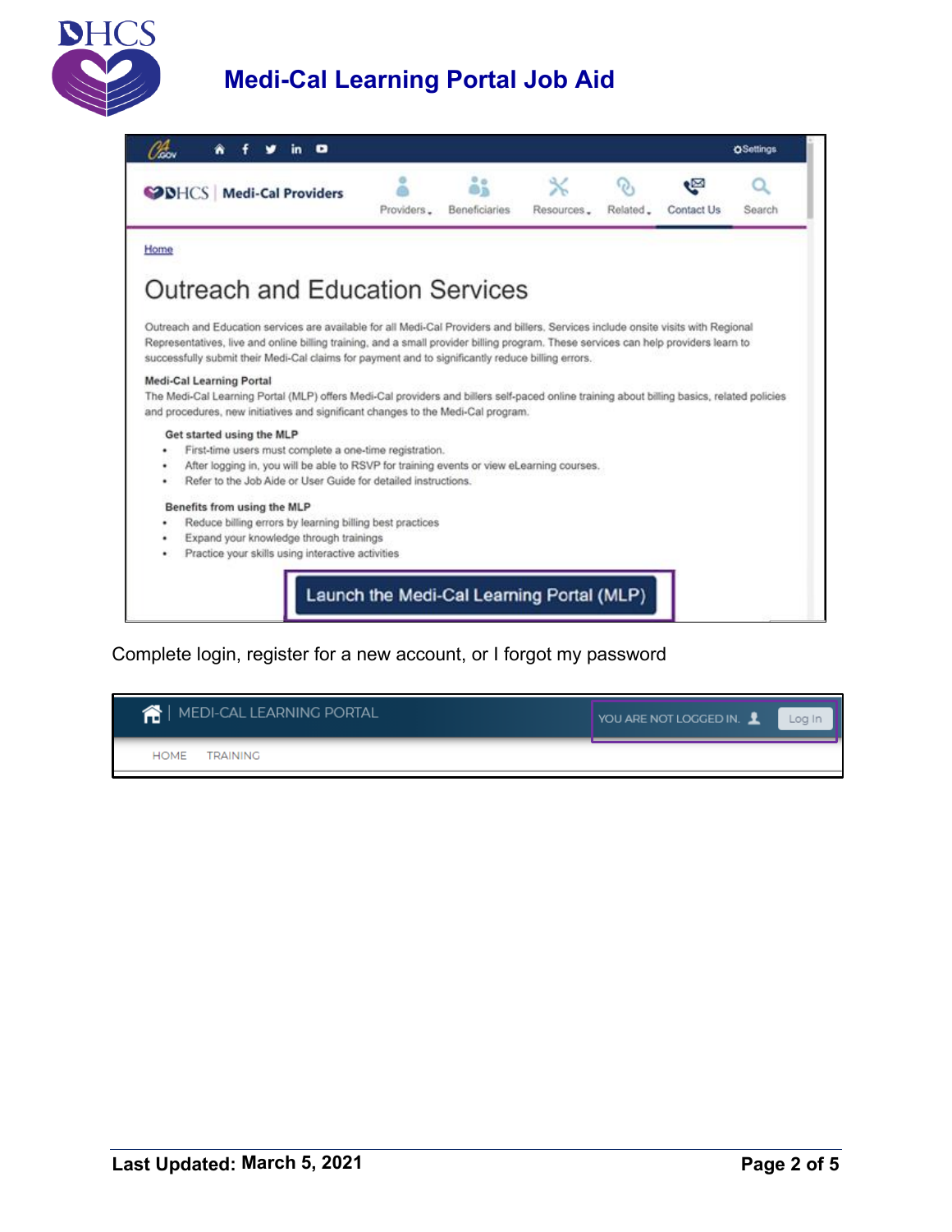Home

# Outreach and Education Services

Outreach and Education services are available for all Medi-Cal Providers and billers. Services include onsite visits with Regional Representatives, live and online billing training, and a small provider billing program. These services can help providers learn to successfully submit their Medi-Cal claims for payment and to significantly reduce billing errors.

**Medi-Cal Learning Portal**

The Medi-Cal Learning Portal (MLP) offers Medi-Cal providers and billers self-paced online training about billing basics, related policies and procedures, new initiatives and significant changes to the Medi-Cal program.

**Get started using the MLP**

- First-time users must complete a one-time registration.
- After logging in, you will be able to RSVP for training events or view eLearning courses.
- Refer to the Job Aide or User Guide for detailed instructions.

**Benefits from using the MLP**

- Reduce billing errors by learning billing best practices
- Expand your knowledge through trainings
- Practice your skills using interactive activities

Launch the Medi-Cal Learning Portal (MLP)

Complete login, register for a new account, or I forgot my password

MEDI-CAL LEARNING PORTAL | YOU ARE NOT LOGGED IN. | Log In

HOME TRAINING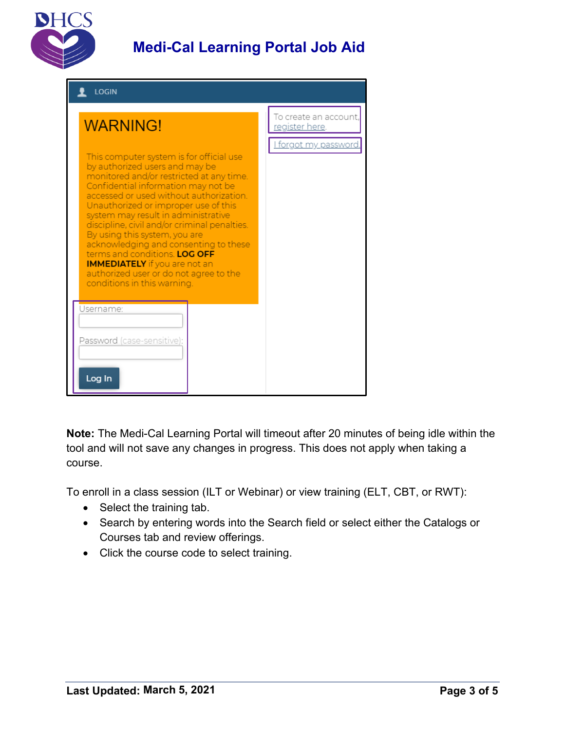LOGIN

WARNING!

This computer system is for official use by authorized users and may be monitored and/or restricted at any time. Confidential information may not be accessed or used without authorization. Unauthorized or improper use of this system may result in administrative discipline, civil and/or criminal penalties. By using this system, you are acknowledging and consenting to these terms and conditions. **LOG OFF IMMEDIATELY** if you are not an authorized user or do not agree to the conditions in this warning.

Username:

Password (case-sensitive):

Log In

To create an account, register here.

I forgot my password.

**Note:** The Medi-Cal Learning Portal will timeout after 20 minutes of being idle within the tool and will not save any changes in progress. This does not apply when taking a course.

To enroll in a class session (ILT or Webinar) or view training (ELT, CBT, or RWT):

- Select the training tab.
- Search by entering words into the Search field or select either the Catalogs or Courses tab and review offerings.
- Click the course code to select training.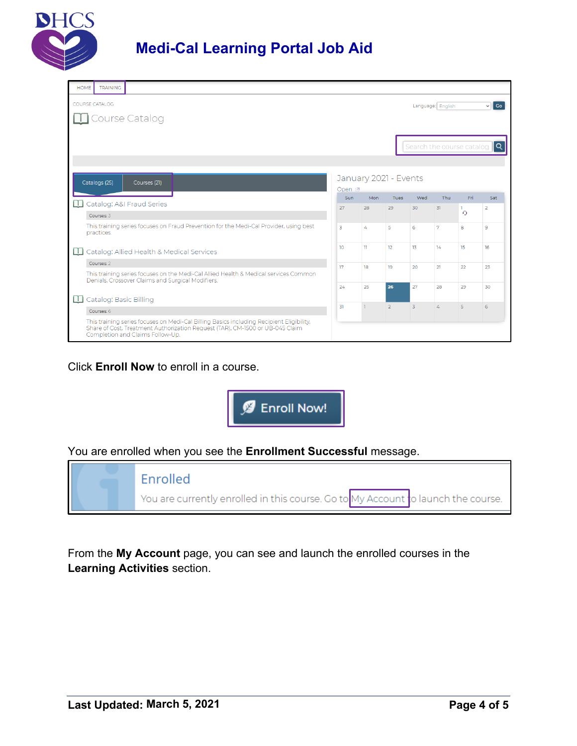Click **Enroll Now** to enroll in a course.

You are enrolled when you see the **Enrollment Successful** message.

From the **My Account** page, you can see and launch the enrolled courses in the **Learning Activities** section.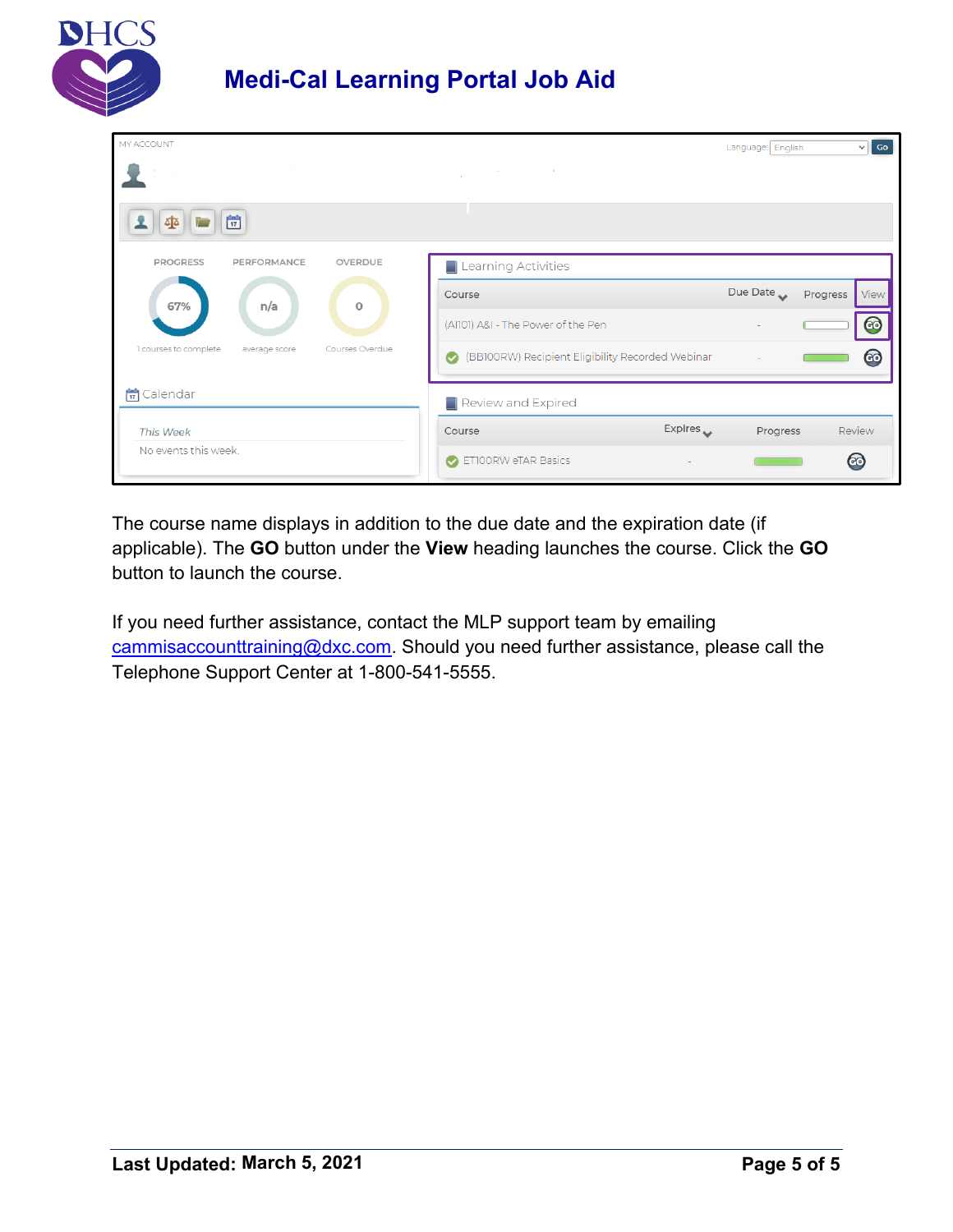# Medi-Cal Learning Portal Job Aid

The course name displays in addition to the due date and the expiration date (if applicable). The **GO** button under the **View** heading launches the course. Click the **GO** button to launch the course.

If you need further assistance, contact the MLP support team by emailing cammisaccounttraining@dxc.com. Should you need further assistance, please call the Telephone Support Center at 1-800-541-5555.

**Last Updated: March 5, 2021**